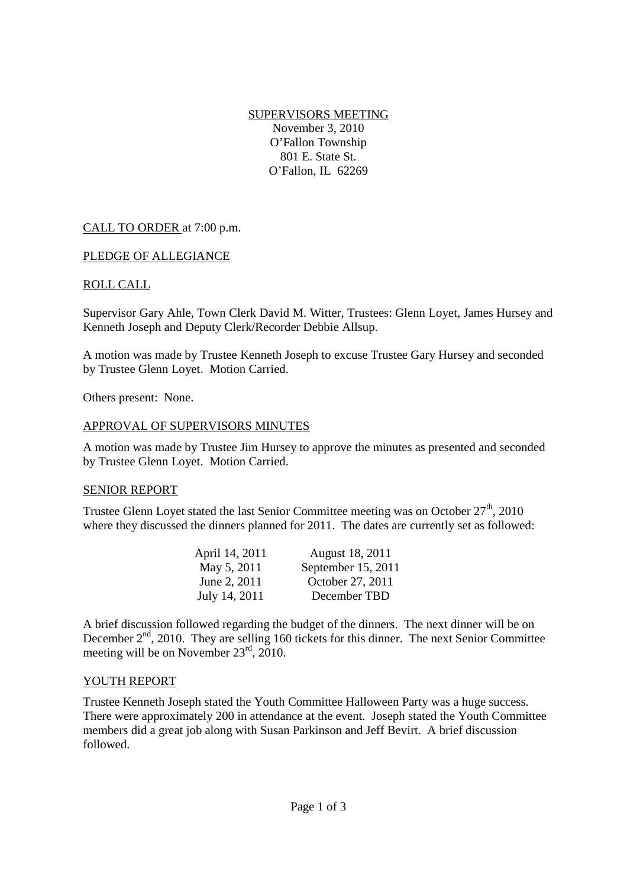SUPERVISORS MEETING
November 3, 2010
O'Fallon Township
801 E. State St.
O'Fallon, IL 62269

CALL TO ORDER at 7:00 p.m.

PLEDGE OF ALLEGIANCE

ROLL CALL

Supervisor Gary Ahle, Town Clerk David M. Witter, Trustees: Glenn Loyet, James Hursey and Kenneth Joseph and Deputy Clerk/Recorder Debbie Allsup.

A motion was made by Trustee Kenneth Joseph to excuse Trustee Gary Hursey and seconded by Trustee Glenn Loyet. Motion Carried.

Others present: None.

APPROVAL OF SUPERVISORS MINUTES

A motion was made by Trustee Jim Hursey to approve the minutes as presented and seconded by Trustee Glenn Loyet. Motion Carried.

SENIOR REPORT

Trustee Glenn Loyet stated the last Senior Committee meeting was on October 27th, 2010 where they discussed the dinners planned for 2011. The dates are currently set as followed:

| | |
|---|---|
| April 14, 2011 | August 18, 2011 |
| May 5, 2011 | September 15, 2011 |
| June 2, 2011 | October 27, 2011 |
| July 14, 2011 | December TBD |

A brief discussion followed regarding the budget of the dinners. The next dinner will be on December 2nd, 2010. They are selling 160 tickets for this dinner. The next Senior Committee meeting will be on November 23rd, 2010.

YOUTH REPORT

Trustee Kenneth Joseph stated the Youth Committee Halloween Party was a huge success. There were approximately 200 in attendance at the event. Joseph stated the Youth Committee members did a great job along with Susan Parkinson and Jeff Bevirt. A brief discussion followed.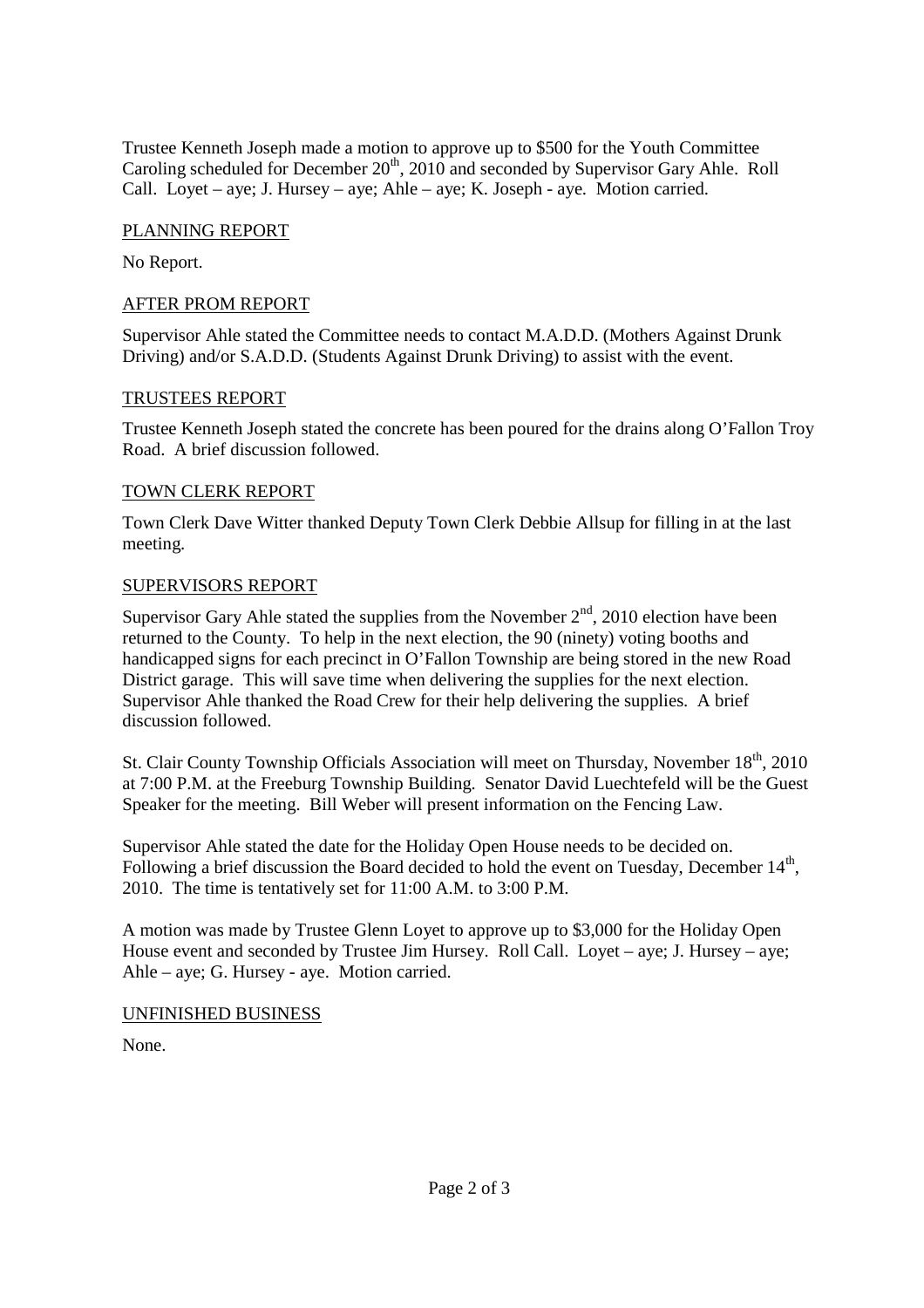Trustee Kenneth Joseph made a motion to approve up to $500 for the Youth Committee Caroling scheduled for December 20th, 2010 and seconded by Supervisor Gary Ahle. Roll Call. Loyet – aye; J. Hursey – aye; Ahle – aye; K. Joseph - aye. Motion carried.

## PLANNING REPORT

No Report.

## AFTER PROM REPORT

Supervisor Ahle stated the Committee needs to contact M.A.D.D. (Mothers Against Drunk Driving) and/or S.A.D.D. (Students Against Drunk Driving) to assist with the event.

## TRUSTEES REPORT

Trustee Kenneth Joseph stated the concrete has been poured for the drains along O'Fallon Troy Road. A brief discussion followed.

## TOWN CLERK REPORT

Town Clerk Dave Witter thanked Deputy Town Clerk Debbie Allsup for filling in at the last meeting.

## SUPERVISORS REPORT

Supervisor Gary Ahle stated the supplies from the November 2nd, 2010 election have been returned to the County. To help in the next election, the 90 (ninety) voting booths and handicapped signs for each precinct in O'Fallon Township are being stored in the new Road District garage. This will save time when delivering the supplies for the next election. Supervisor Ahle thanked the Road Crew for their help delivering the supplies. A brief discussion followed.

St. Clair County Township Officials Association will meet on Thursday, November 18th, 2010 at 7:00 P.M. at the Freeburg Township Building. Senator David Luechtefeld will be the Guest Speaker for the meeting. Bill Weber will present information on the Fencing Law.

Supervisor Ahle stated the date for the Holiday Open House needs to be decided on. Following a brief discussion the Board decided to hold the event on Tuesday, December 14th, 2010. The time is tentatively set for 11:00 A.M. to 3:00 P.M.

A motion was made by Trustee Glenn Loyet to approve up to $3,000 for the Holiday Open House event and seconded by Trustee Jim Hursey. Roll Call. Loyet – aye; J. Hursey – aye; Ahle – aye; G. Hursey - aye. Motion carried.

## UNFINISHED BUSINESS

None.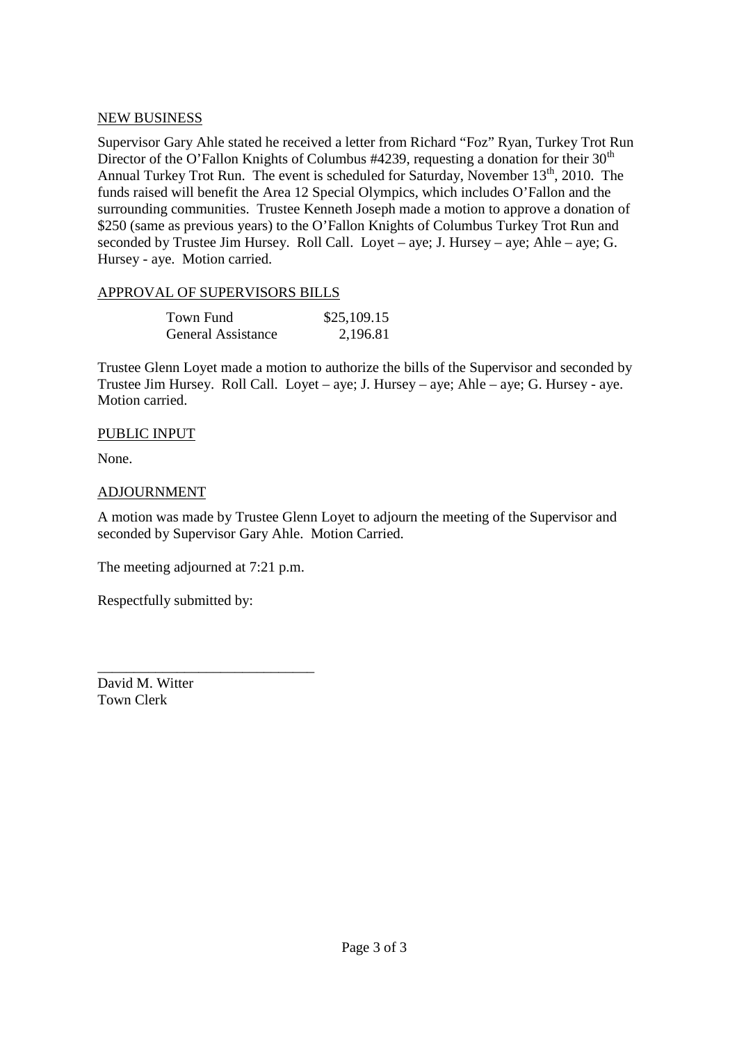## NEW BUSINESS

Supervisor Gary Ahle stated he received a letter from Richard "Foz" Ryan, Turkey Trot Run Director of the O'Fallon Knights of Columbus #4239, requesting a donation for their 30th Annual Turkey Trot Run. The event is scheduled for Saturday, November 13th, 2010. The funds raised will benefit the Area 12 Special Olympics, which includes O'Fallon and the surrounding communities. Trustee Kenneth Joseph made a motion to approve a donation of $250 (same as previous years) to the O'Fallon Knights of Columbus Turkey Trot Run and seconded by Trustee Jim Hursey. Roll Call. Loyet – aye; J. Hursey – aye; Ahle – aye; G. Hursey - aye. Motion carried.

## APPROVAL OF SUPERVISORS BILLS

| | |
|---|---|
| Town Fund | $25,109.15 |
| General Assistance | 2,196.81 |

Trustee Glenn Loyet made a motion to authorize the bills of the Supervisor and seconded by Trustee Jim Hursey. Roll Call. Loyet – aye; J. Hursey – aye; Ahle – aye; G. Hursey - aye. Motion carried.

## PUBLIC INPUT

None.

## ADJOURNMENT

A motion was made by Trustee Glenn Loyet to adjourn the meeting of the Supervisor and seconded by Supervisor Gary Ahle. Motion Carried.

The meeting adjourned at 7:21 p.m.

Respectfully submitted by:

\_\_\_\_\_\_\_\_\_\_\_\_\_\_\_\_\_\_\_\_\_\_\_\_\_\_\_\_\_\_

David M. Witter
Town Clerk